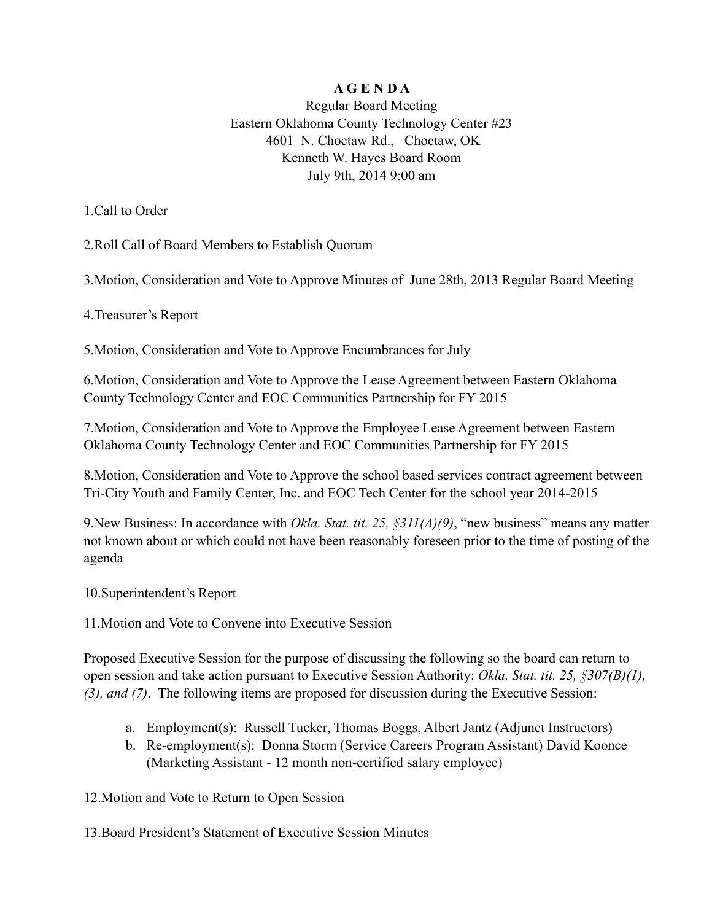# A G E N D A

Regular Board Meeting
Eastern Oklahoma County Technology Center #23
4601 N. Choctaw Rd., Choctaw, OK
Kenneth W. Hayes Board Room
July 9th, 2014 9:00 am

1.Call to Order

2.Roll Call of Board Members to Establish Quorum

3.Motion, Consideration and Vote to Approve Minutes of June 28th, 2013 Regular Board Meeting

4.Treasurer's Report

5.Motion, Consideration and Vote to Approve Encumbrances for July

6.Motion, Consideration and Vote to Approve the Lease Agreement between Eastern Oklahoma County Technology Center and EOC Communities Partnership for FY 2015

7.Motion, Consideration and Vote to Approve the Employee Lease Agreement between Eastern Oklahoma County Technology Center and EOC Communities Partnership for FY 2015

8.Motion, Consideration and Vote to Approve the school based services contract agreement between Tri-City Youth and Family Center, Inc. and EOC Tech Center for the school year 2014-2015

9.New Business: In accordance with *Okla. Stat. tit. 25, §311(A)(9)*, "new business" means any matter not known about or which could not have been reasonably foreseen prior to the time of posting of the agenda

10.Superintendent's Report

11.Motion and Vote to Convene into Executive Session

Proposed Executive Session for the purpose of discussing the following so the board can return to open session and take action pursuant to Executive Session Authority: *Okla. Stat. tit. 25, §307(B)(1), (3), and (7)*. The following items are proposed for discussion during the Executive Session:

a. Employment(s): Russell Tucker, Thomas Boggs, Albert Jantz (Adjunct Instructors)
b. Re-employment(s): Donna Storm (Service Careers Program Assistant) David Koonce (Marketing Assistant - 12 month non-certified salary employee)

12.Motion and Vote to Return to Open Session

13.Board President's Statement of Executive Session Minutes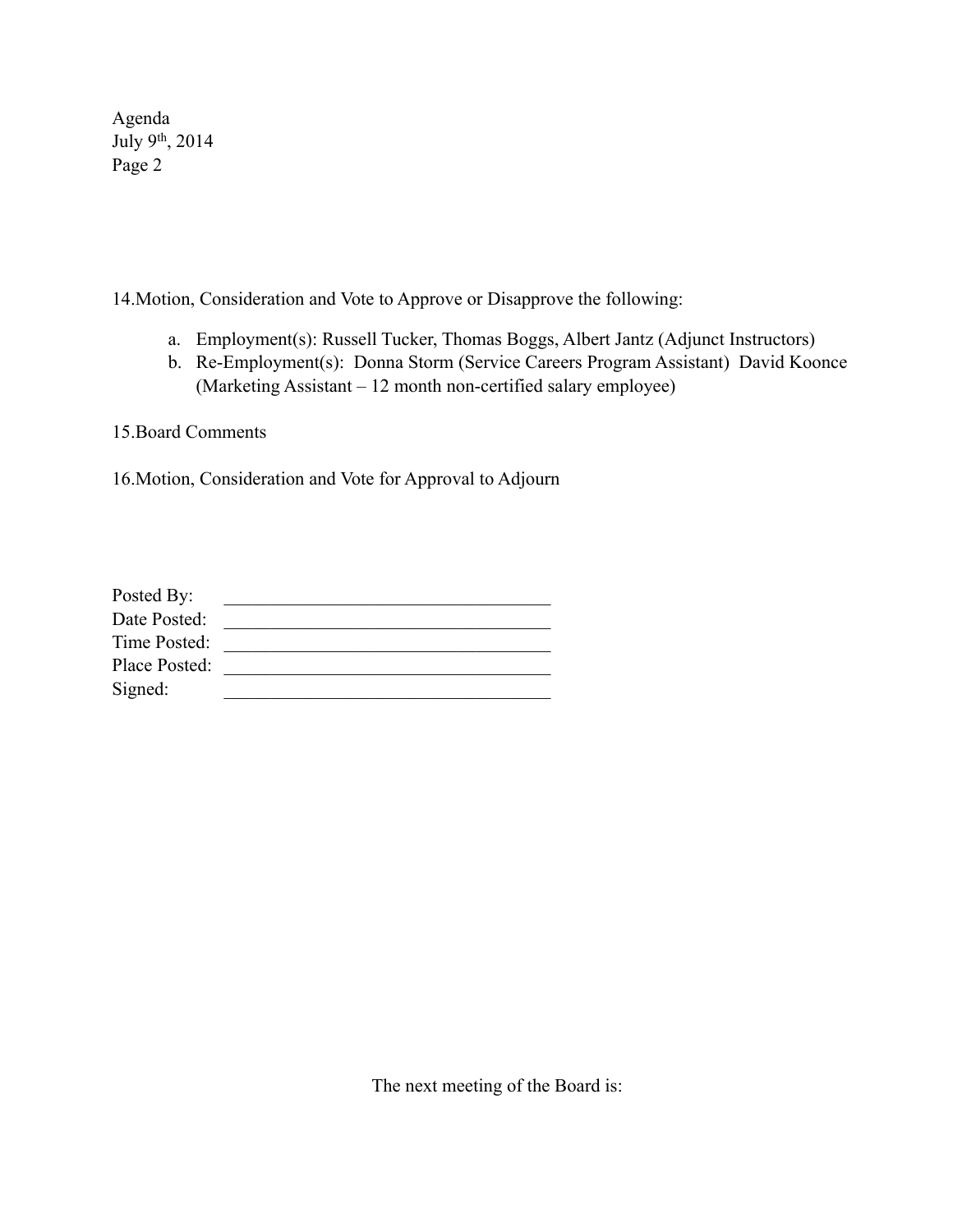14. Motion, Consideration and Vote to Approve or Disapprove the following:

   a. Employment(s): Russell Tucker, Thomas Boggs, Albert Jantz (Adjunct Instructors)
   b. Re-Employment(s): Donna Storm (Service Careers Program Assistant) David Koonce (Marketing Assistant – 12 month non-certified salary employee)

15. Board Comments

16. Motion, Consideration and Vote for Approval to Adjourn

Posted By: ___________________________________
Date Posted: ___________________________________
Time Posted: ___________________________________
Place Posted: ___________________________________
Signed: ___________________________________

The next meeting of the Board is: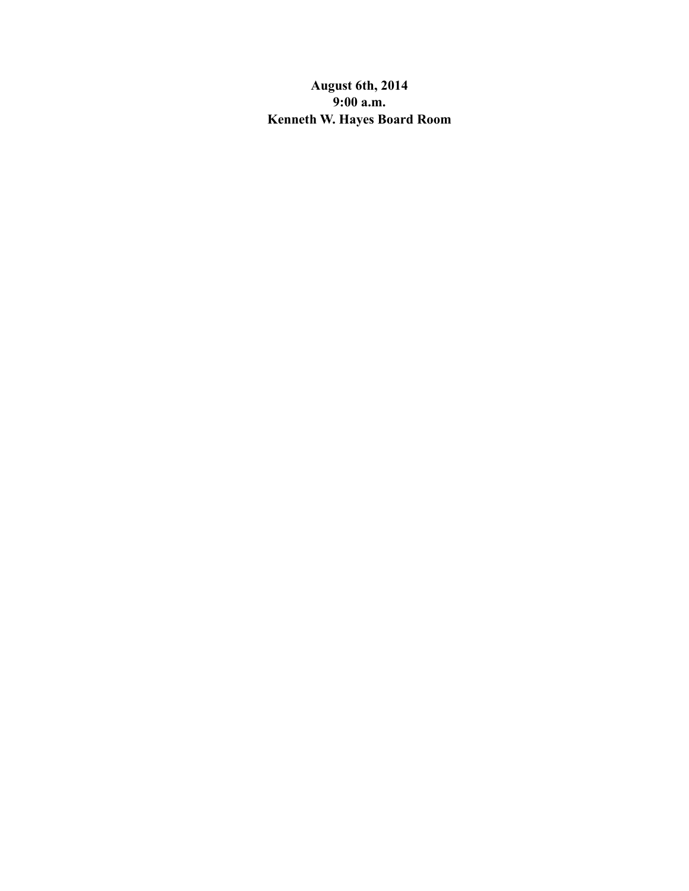**August 6th, 2014**
**9:00 a.m.**
**Kenneth W. Hayes Board Room**